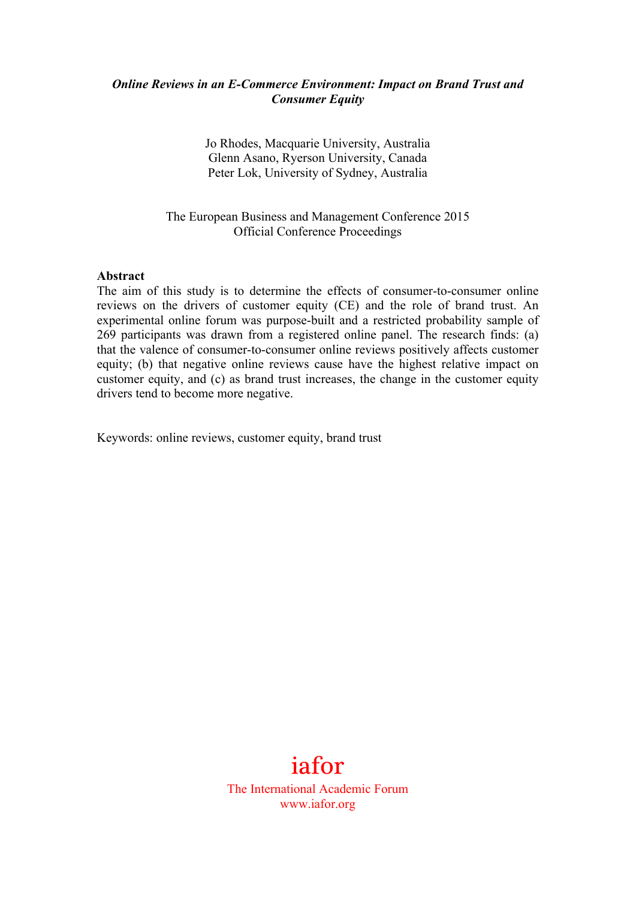***Online Reviews in an E-Commerce Environment: Impact on Brand Trust and Consumer Equity***

Jo Rhodes, Macquarie University, Australia
Glenn Asano, Ryerson University, Canada
Peter Lok, University of Sydney, Australia

The European Business and Management Conference 2015
Official Conference Proceedings

**Abstract**

The aim of this study is to determine the effects of consumer-to-consumer online reviews on the drivers of customer equity (CE) and the role of brand trust. An experimental online forum was purpose-built and a restricted probability sample of 269 participants was drawn from a registered online panel. The research finds: (a) that the valence of consumer-to-consumer online reviews positively affects customer equity; (b) that negative online reviews cause have the highest relative impact on customer equity, and (c) as brand trust increases, the change in the customer equity drivers tend to become more negative.

Keywords: online reviews, customer equity, brand trust

iafor
The International Academic Forum
www.iafor.org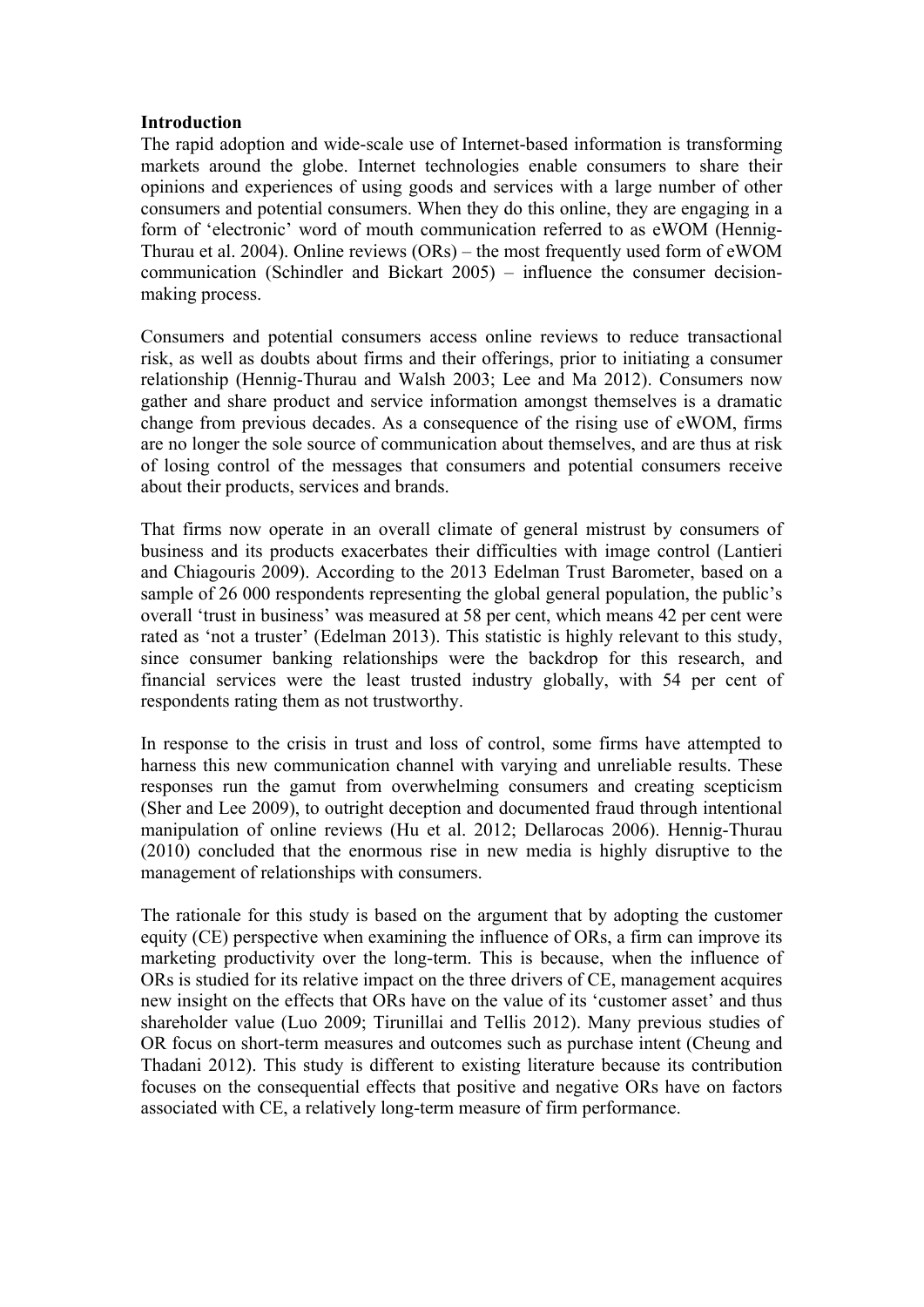**Introduction**

The rapid adoption and wide-scale use of Internet-based information is transforming markets around the globe. Internet technologies enable consumers to share their opinions and experiences of using goods and services with a large number of other consumers and potential consumers. When they do this online, they are engaging in a form of 'electronic' word of mouth communication referred to as eWOM (Hennig-Thurau et al. 2004). Online reviews (ORs) – the most frequently used form of eWOM communication (Schindler and Bickart 2005) – influence the consumer decision-making process.

Consumers and potential consumers access online reviews to reduce transactional risk, as well as doubts about firms and their offerings, prior to initiating a consumer relationship (Hennig-Thurau and Walsh 2003; Lee and Ma 2012). Consumers now gather and share product and service information amongst themselves is a dramatic change from previous decades. As a consequence of the rising use of eWOM, firms are no longer the sole source of communication about themselves, and are thus at risk of losing control of the messages that consumers and potential consumers receive about their products, services and brands.

That firms now operate in an overall climate of general mistrust by consumers of business and its products exacerbates their difficulties with image control (Lantieri and Chiagouris 2009). According to the 2013 Edelman Trust Barometer, based on a sample of 26 000 respondents representing the global general population, the public's overall 'trust in business' was measured at 58 per cent, which means 42 per cent were rated as 'not a truster' (Edelman 2013). This statistic is highly relevant to this study, since consumer banking relationships were the backdrop for this research, and financial services were the least trusted industry globally, with 54 per cent of respondents rating them as not trustworthy.

In response to the crisis in trust and loss of control, some firms have attempted to harness this new communication channel with varying and unreliable results. These responses run the gamut from overwhelming consumers and creating scepticism (Sher and Lee 2009), to outright deception and documented fraud through intentional manipulation of online reviews (Hu et al. 2012; Dellarocas 2006). Hennig-Thurau (2010) concluded that the enormous rise in new media is highly disruptive to the management of relationships with consumers.

The rationale for this study is based on the argument that by adopting the customer equity (CE) perspective when examining the influence of ORs, a firm can improve its marketing productivity over the long-term. This is because, when the influence of ORs is studied for its relative impact on the three drivers of CE, management acquires new insight on the effects that ORs have on the value of its 'customer asset' and thus shareholder value (Luo 2009; Tirunillai and Tellis 2012). Many previous studies of OR focus on short-term measures and outcomes such as purchase intent (Cheung and Thadani 2012). This study is different to existing literature because its contribution focuses on the consequential effects that positive and negative ORs have on factors associated with CE, a relatively long-term measure of firm performance.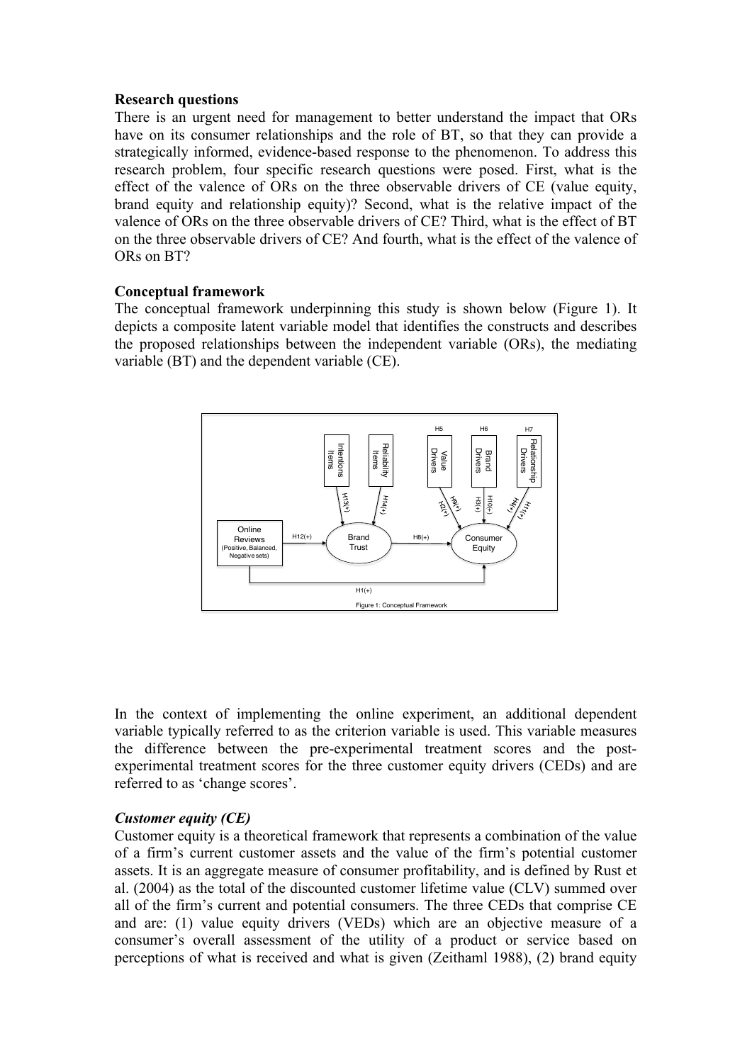**Research questions**

There is an urgent need for management to better understand the impact that ORs have on its consumer relationships and the role of BT, so that they can provide a strategically informed, evidence-based response to the phenomenon. To address this research problem, four specific research questions were posed. First, what is the effect of the valence of ORs on the three observable drivers of CE (value equity, brand equity and relationship equity)? Second, what is the relative impact of the valence of ORs on the three observable drivers of CE? Third, what is the effect of BT on the three observable drivers of CE? And fourth, what is the effect of the valence of ORs on BT?

**Conceptual framework**

The conceptual framework underpinning this study is shown below (Figure 1). It depicts a composite latent variable model that identifies the constructs and describes the proposed relationships between the independent variable (ORs), the mediating variable (BT) and the dependent variable (CE).

Figure 1: Conceptual Framework

In the context of implementing the online experiment, an additional dependent variable typically referred to as the criterion variable is used. This variable measures the difference between the pre-experimental treatment scores and the post-experimental treatment scores for the three customer equity drivers (CEDs) and are referred to as 'change scores'.

***Customer equity (CE)***

Customer equity is a theoretical framework that represents a combination of the value of a firm's current customer assets and the value of the firm's potential customer assets. It is an aggregate measure of consumer profitability, and is defined by Rust et al. (2004) as the total of the discounted customer lifetime value (CLV) summed over all of the firm's current and potential consumers. The three CEDs that comprise CE and are: (1) value equity drivers (VEDs) which are an objective measure of a consumer's overall assessment of the utility of a product or service based on perceptions of what is received and what is given (Zeithaml 1988), (2) brand equity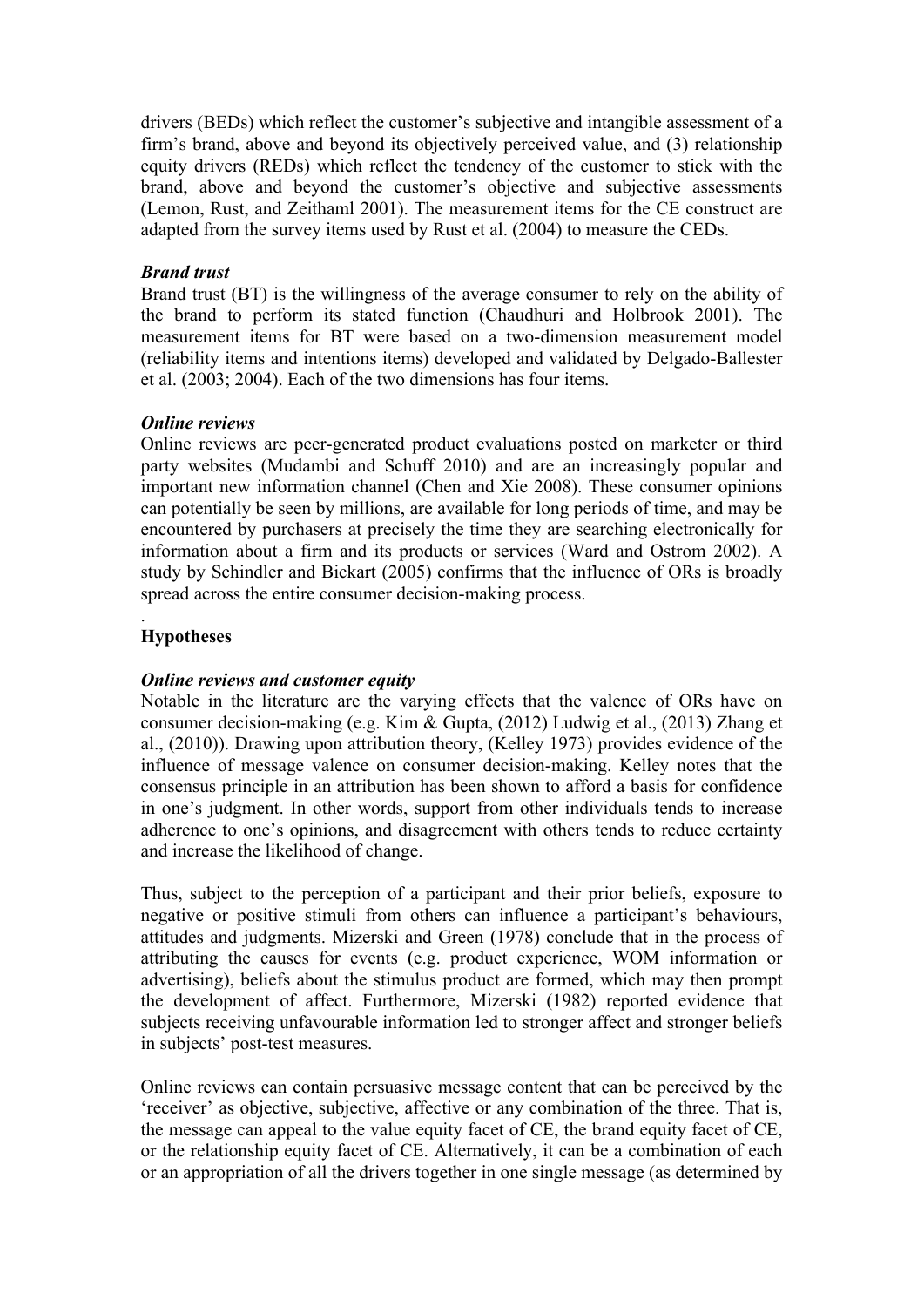drivers (BEDs) which reflect the customer's subjective and intangible assessment of a firm's brand, above and beyond its objectively perceived value, and (3) relationship equity drivers (REDs) which reflect the tendency of the customer to stick with the brand, above and beyond the customer's objective and subjective assessments (Lemon, Rust, and Zeithaml 2001). The measurement items for the CE construct are adapted from the survey items used by Rust et al. (2004) to measure the CEDs.

### *Brand trust*

Brand trust (BT) is the willingness of the average consumer to rely on the ability of the brand to perform its stated function (Chaudhuri and Holbrook 2001). The measurement items for BT were based on a two-dimension measurement model (reliability items and intentions items) developed and validated by Delgado-Ballester et al. (2003; 2004). Each of the two dimensions has four items.

### *Online reviews*

Online reviews are peer-generated product evaluations posted on marketer or third party websites (Mudambi and Schuff 2010) and are an increasingly popular and important new information channel (Chen and Xie 2008). These consumer opinions can potentially be seen by millions, are available for long periods of time, and may be encountered by purchasers at precisely the time they are searching electronically for information about a firm and its products or services (Ward and Ostrom 2002). A study by Schindler and Bickart (2005) confirms that the influence of ORs is broadly spread across the entire consumer decision-making process.

.

## Hypotheses

### *Online reviews and customer equity*

Notable in the literature are the varying effects that the valence of ORs have on consumer decision-making (e.g. Kim & Gupta, (2012) Ludwig et al., (2013) Zhang et al., (2010)). Drawing upon attribution theory, (Kelley 1973) provides evidence of the influence of message valence on consumer decision-making. Kelley notes that the consensus principle in an attribution has been shown to afford a basis for confidence in one's judgment. In other words, support from other individuals tends to increase adherence to one's opinions, and disagreement with others tends to reduce certainty and increase the likelihood of change.

Thus, subject to the perception of a participant and their prior beliefs, exposure to negative or positive stimuli from others can influence a participant's behaviours, attitudes and judgments. Mizerski and Green (1978) conclude that in the process of attributing the causes for events (e.g. product experience, WOM information or advertising), beliefs about the stimulus product are formed, which may then prompt the development of affect. Furthermore, Mizerski (1982) reported evidence that subjects receiving unfavourable information led to stronger affect and stronger beliefs in subjects' post-test measures.

Online reviews can contain persuasive message content that can be perceived by the 'receiver' as objective, subjective, affective or any combination of the three. That is, the message can appeal to the value equity facet of CE, the brand equity facet of CE, or the relationship equity facet of CE. Alternatively, it can be a combination of each or an appropriation of all the drivers together in one single message (as determined by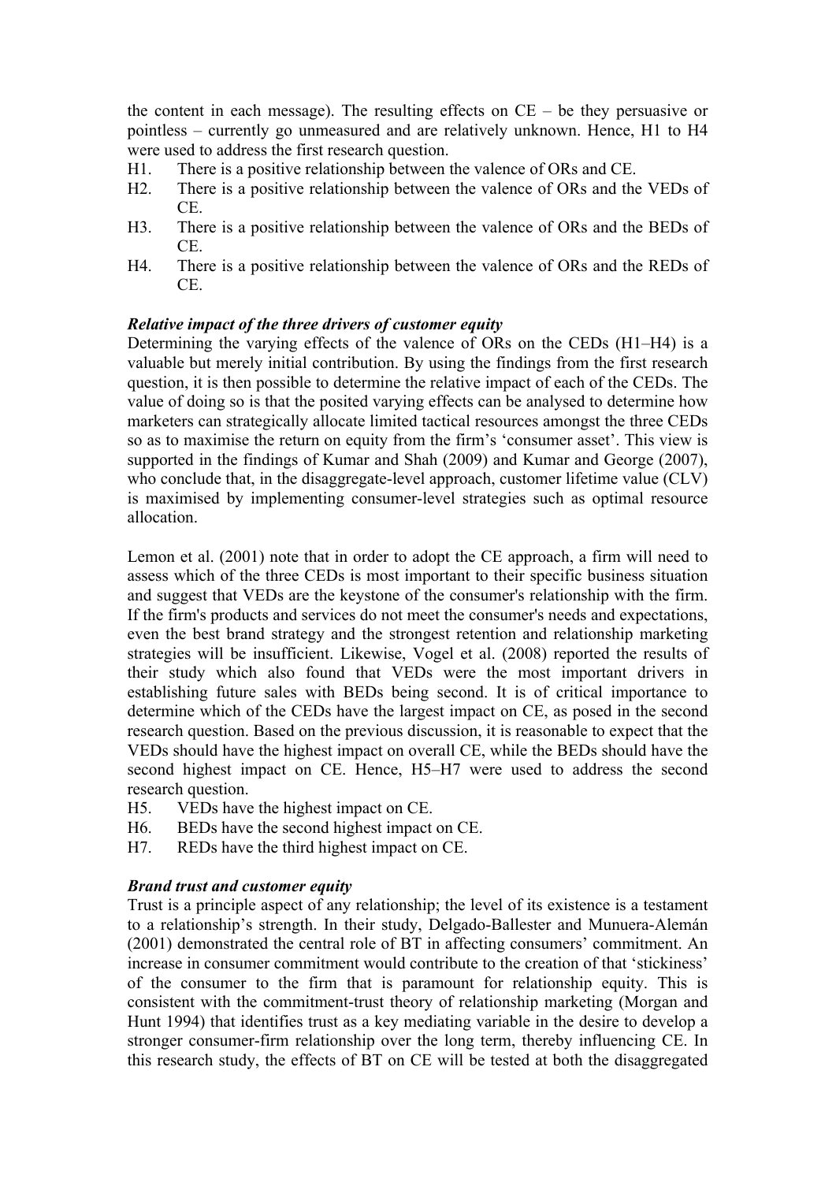the content in each message). The resulting effects on CE – be they persuasive or pointless – currently go unmeasured and are relatively unknown. Hence, H1 to H4 were used to address the first research question.

H1. There is a positive relationship between the valence of ORs and CE.

H2. There is a positive relationship between the valence of ORs and the VEDs of CE.

H3. There is a positive relationship between the valence of ORs and the BEDs of CE.

H4. There is a positive relationship between the valence of ORs and the REDs of CE.

***Relative impact of the three drivers of customer equity***

Determining the varying effects of the valence of ORs on the CEDs (H1–H4) is a valuable but merely initial contribution. By using the findings from the first research question, it is then possible to determine the relative impact of each of the CEDs. The value of doing so is that the posited varying effects can be analysed to determine how marketers can strategically allocate limited tactical resources amongst the three CEDs so as to maximise the return on equity from the firm's 'consumer asset'. This view is supported in the findings of Kumar and Shah (2009) and Kumar and George (2007), who conclude that, in the disaggregate-level approach, customer lifetime value (CLV) is maximised by implementing consumer-level strategies such as optimal resource allocation.

Lemon et al. (2001) note that in order to adopt the CE approach, a firm will need to assess which of the three CEDs is most important to their specific business situation and suggest that VEDs are the keystone of the consumer's relationship with the firm. If the firm's products and services do not meet the consumer's needs and expectations, even the best brand strategy and the strongest retention and relationship marketing strategies will be insufficient. Likewise, Vogel et al. (2008) reported the results of their study which also found that VEDs were the most important drivers in establishing future sales with BEDs being second. It is of critical importance to determine which of the CEDs have the largest impact on CE, as posed in the second research question. Based on the previous discussion, it is reasonable to expect that the VEDs should have the highest impact on overall CE, while the BEDs should have the second highest impact on CE. Hence, H5–H7 were used to address the second research question.

H5. VEDs have the highest impact on CE.

H6. BEDs have the second highest impact on CE.

H7. REDs have the third highest impact on CE.

***Brand trust and customer equity***

Trust is a principle aspect of any relationship; the level of its existence is a testament to a relationship's strength. In their study, Delgado-Ballester and Munuera-Alemán (2001) demonstrated the central role of BT in affecting consumers' commitment. An increase in consumer commitment would contribute to the creation of that 'stickiness' of the consumer to the firm that is paramount for relationship equity. This is consistent with the commitment-trust theory of relationship marketing (Morgan and Hunt 1994) that identifies trust as a key mediating variable in the desire to develop a stronger consumer-firm relationship over the long term, thereby influencing CE. In this research study, the effects of BT on CE will be tested at both the disaggregated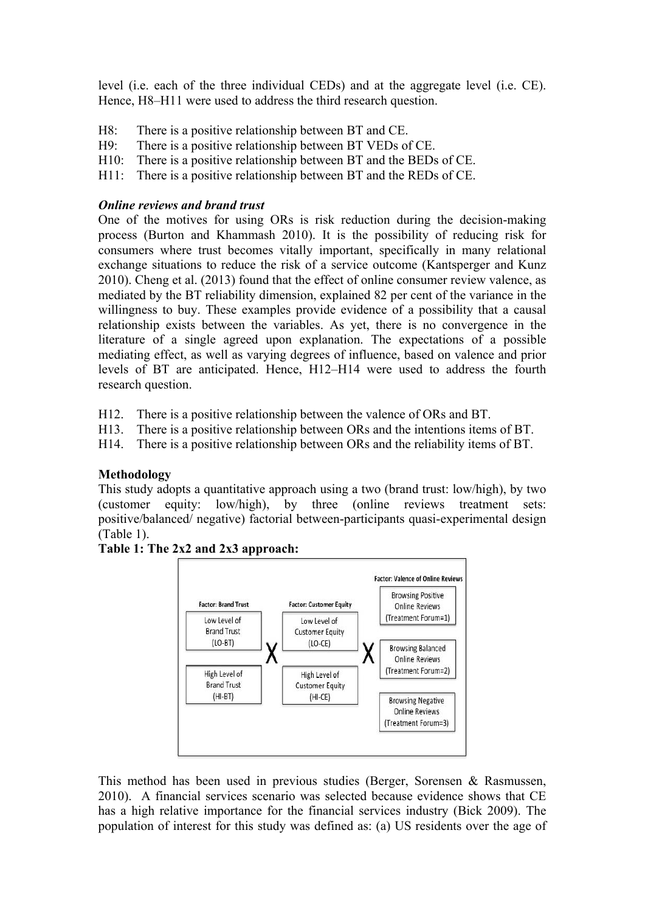level (i.e. each of the three individual CEDs) and at the aggregate level (i.e. CE). Hence, H8–H11 were used to address the third research question.

H8: There is a positive relationship between BT and CE.
H9: There is a positive relationship between BT VEDs of CE.
H10: There is a positive relationship between BT and the BEDs of CE.
H11: There is a positive relationship between BT and the REDs of CE.

***Online reviews and brand trust***

One of the motives for using ORs is risk reduction during the decision-making process (Burton and Khammash 2010). It is the possibility of reducing risk for consumers where trust becomes vitally important, specifically in many relational exchange situations to reduce the risk of a service outcome (Kantsperger and Kunz 2010). Cheng et al. (2013) found that the effect of online consumer review valence, as mediated by the BT reliability dimension, explained 82 per cent of the variance in the willingness to buy. These examples provide evidence of a possibility that a causal relationship exists between the variables. As yet, there is no convergence in the literature of a single agreed upon explanation. The expectations of a possible mediating effect, as well as varying degrees of influence, based on valence and prior levels of BT are anticipated. Hence, H12–H14 were used to address the fourth research question.

H12. There is a positive relationship between the valence of ORs and BT.
H13. There is a positive relationship between ORs and the intentions items of BT.
H14. There is a positive relationship between ORs and the reliability items of BT.

**Methodology**

This study adopts a quantitative approach using a two (brand trust: low/high), by two (customer equity: low/high), by three (online reviews treatment sets: positive/balanced/ negative) factorial between-participants quasi-experimental design (Table 1).

**Table 1: The 2x2 and 2x3 approach:**

| Factor: Brand Trust | | Factor: Customer Equity | | Factor: Valence of Online Reviews |
|---|---|---|---|---|
| Low Level of Brand Trust (LO-BT) | X | Low Level of Customer Equity (LO-CE) | X | Browsing Positive Online Reviews (Treatment Forum=1) |
| | | | | Browsing Balanced Online Reviews (Treatment Forum=2) |
| High Level of Brand Trust (HI-BT) | | High Level of Customer Equity (HI-CE) | | Browsing Negative Online Reviews (Treatment Forum=3) |

This method has been used in previous studies (Berger, Sorensen & Rasmussen, 2010). A financial services scenario was selected because evidence shows that CE has a high relative importance for the financial services industry (Bick 2009). The population of interest for this study was defined as: (a) US residents over the age of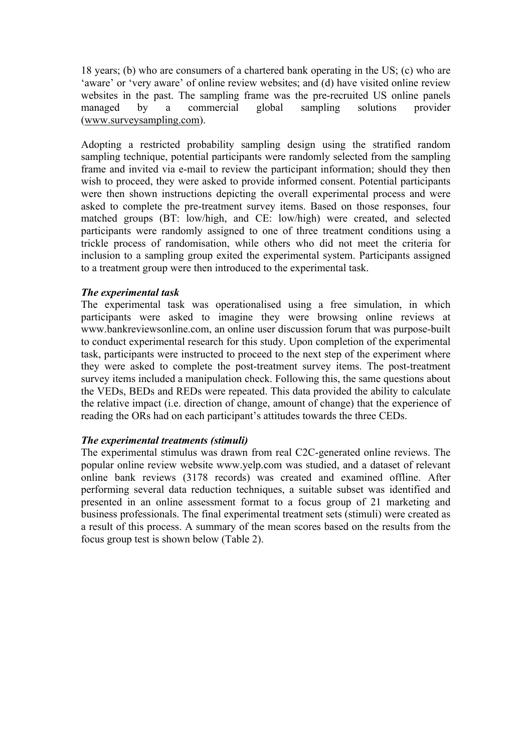18 years; (b) who are consumers of a chartered bank operating in the US; (c) who are 'aware' or 'very aware' of online review websites; and (d) have visited online review websites in the past. The sampling frame was the pre-recruited US online panels managed by a commercial global sampling solutions provider (www.surveysampling.com).

Adopting a restricted probability sampling design using the stratified random sampling technique, potential participants were randomly selected from the sampling frame and invited via e-mail to review the participant information; should they then wish to proceed, they were asked to provide informed consent. Potential participants were then shown instructions depicting the overall experimental process and were asked to complete the pre-treatment survey items. Based on those responses, four matched groups (BT: low/high, and CE: low/high) were created, and selected participants were randomly assigned to one of three treatment conditions using a trickle process of randomisation, while others who did not meet the criteria for inclusion to a sampling group exited the experimental system. Participants assigned to a treatment group were then introduced to the experimental task.

***The experimental task***

The experimental task was operationalised using a free simulation, in which participants were asked to imagine they were browsing online reviews at www.bankreviewsonline.com, an online user discussion forum that was purpose-built to conduct experimental research for this study. Upon completion of the experimental task, participants were instructed to proceed to the next step of the experiment where they were asked to complete the post-treatment survey items. The post-treatment survey items included a manipulation check. Following this, the same questions about the VEDs, BEDs and REDs were repeated. This data provided the ability to calculate the relative impact (i.e. direction of change, amount of change) that the experience of reading the ORs had on each participant's attitudes towards the three CEDs.

***The experimental treatments (stimuli)***

The experimental stimulus was drawn from real C2C-generated online reviews. The popular online review website www.yelp.com was studied, and a dataset of relevant online bank reviews (3178 records) was created and examined offline. After performing several data reduction techniques, a suitable subset was identified and presented in an online assessment format to a focus group of 21 marketing and business professionals. The final experimental treatment sets (stimuli) were created as a result of this process. A summary of the mean scores based on the results from the focus group test is shown below (Table 2).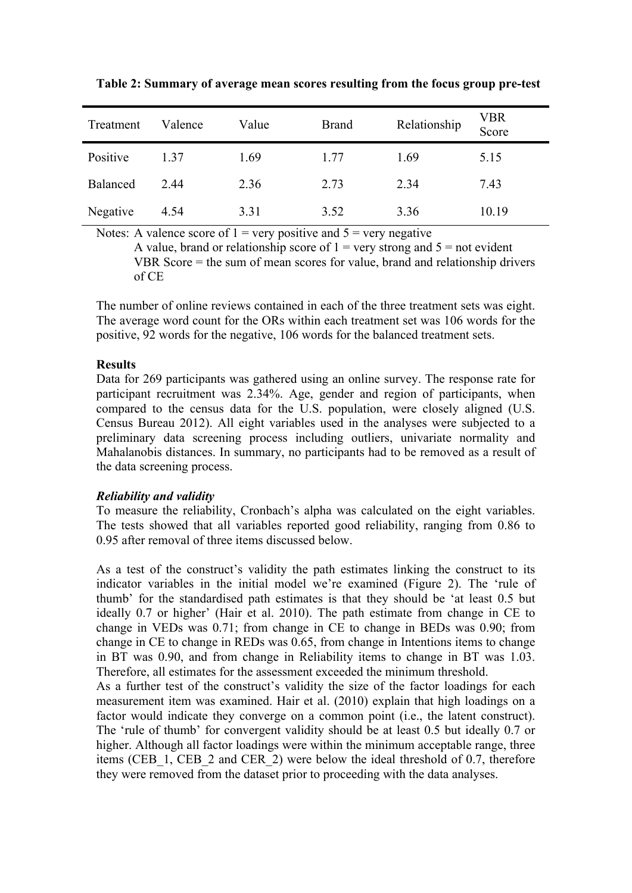**Table 2: Summary of average mean scores resulting from the focus group pre-test**

| Treatment | Valence | Value | Brand | Relationship | VBR Score |
|---|---|---|---|---|---|
| Positive | 1.37 | 1.69 | 1.77 | 1.69 | 5.15 |
| Balanced | 2.44 | 2.36 | 2.73 | 2.34 | 7.43 |
| Negative | 4.54 | 3.31 | 3.52 | 3.36 | 10.19 |

Notes: A valence score of 1 = very positive and 5 = very negative
A value, brand or relationship score of 1 = very strong and 5 = not evident
VBR Score = the sum of mean scores for value, brand and relationship drivers of CE

The number of online reviews contained in each of the three treatment sets was eight. The average word count for the ORs within each treatment set was 106 words for the positive, 92 words for the negative, 106 words for the balanced treatment sets.

**Results**

Data for 269 participants was gathered using an online survey. The response rate for participant recruitment was 2.34%. Age, gender and region of participants, when compared to the census data for the U.S. population, were closely aligned (U.S. Census Bureau 2012). All eight variables used in the analyses were subjected to a preliminary data screening process including outliers, univariate normality and Mahalanobis distances. In summary, no participants had to be removed as a result of the data screening process.

***Reliability and validity***

To measure the reliability, Cronbach's alpha was calculated on the eight variables. The tests showed that all variables reported good reliability, ranging from 0.86 to 0.95 after removal of three items discussed below.

As a test of the construct's validity the path estimates linking the construct to its indicator variables in the initial model we're examined (Figure 2). The 'rule of thumb' for the standardised path estimates is that they should be 'at least 0.5 but ideally 0.7 or higher' (Hair et al. 2010). The path estimate from change in CE to change in VEDs was 0.71; from change in CE to change in BEDs was 0.90; from change in CE to change in REDs was 0.65, from change in Intentions items to change in BT was 0.90, and from change in Reliability items to change in BT was 1.03. Therefore, all estimates for the assessment exceeded the minimum threshold.

As a further test of the construct's validity the size of the factor loadings for each measurement item was examined. Hair et al. (2010) explain that high loadings on a factor would indicate they converge on a common point (i.e., the latent construct). The 'rule of thumb' for convergent validity should be at least 0.5 but ideally 0.7 or higher. Although all factor loadings were within the minimum acceptable range, three items (CEB_1, CEB_2 and CER_2) were below the ideal threshold of 0.7, therefore they were removed from the dataset prior to proceeding with the data analyses.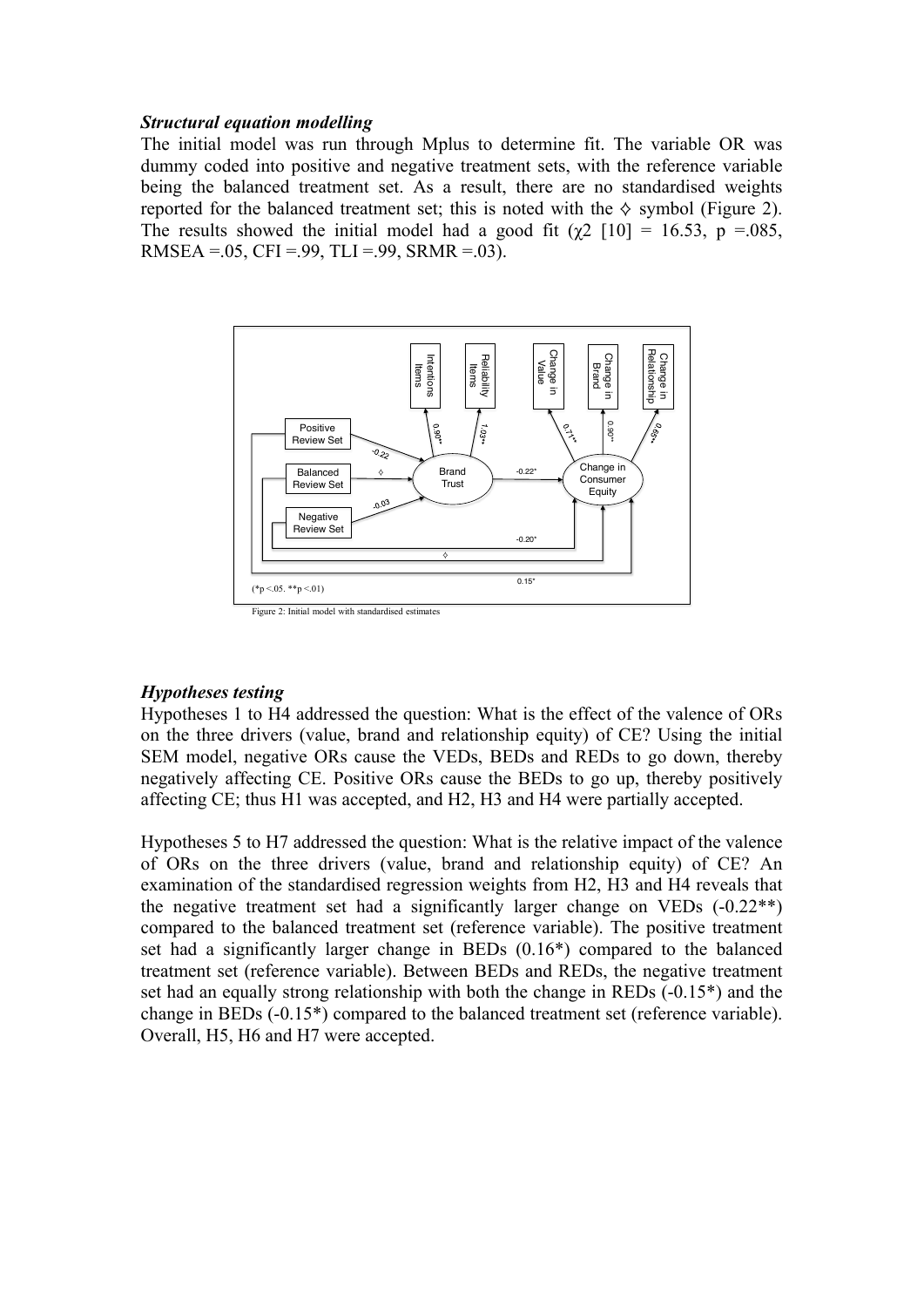***Structural equation modelling***

The initial model was run through Mplus to determine fit. The variable OR was dummy coded into positive and negative treatment sets, with the reference variable being the balanced treatment set. As a result, there are no standardised weights reported for the balanced treatment set; this is noted with the ◊ symbol (Figure 2). The results showed the initial model had a good fit ($\chi2$ [10] = 16.53, p =.085, RMSEA =.05, CFI =.99, TLI =.99, SRMR =.03).

Figure 2: Initial model with standardised estimates

***Hypotheses testing***

Hypotheses 1 to H4 addressed the question: What is the effect of the valence of ORs on the three drivers (value, brand and relationship equity) of CE? Using the initial SEM model, negative ORs cause the VEDs, BEDs and REDs to go down, thereby negatively affecting CE. Positive ORs cause the BEDs to go up, thereby positively affecting CE; thus H1 was accepted, and H2, H3 and H4 were partially accepted.

Hypotheses 5 to H7 addressed the question: What is the relative impact of the valence of ORs on the three drivers (value, brand and relationship equity) of CE? An examination of the standardised regression weights from H2, H3 and H4 reveals that the negative treatment set had a significantly larger change on VEDs (-0.22**) compared to the balanced treatment set (reference variable). The positive treatment set had a significantly larger change in BEDs (0.16*) compared to the balanced treatment set (reference variable). Between BEDs and REDs, the negative treatment set had an equally strong relationship with both the change in REDs (-0.15*) and the change in BEDs (-0.15*) compared to the balanced treatment set (reference variable). Overall, H5, H6 and H7 were accepted.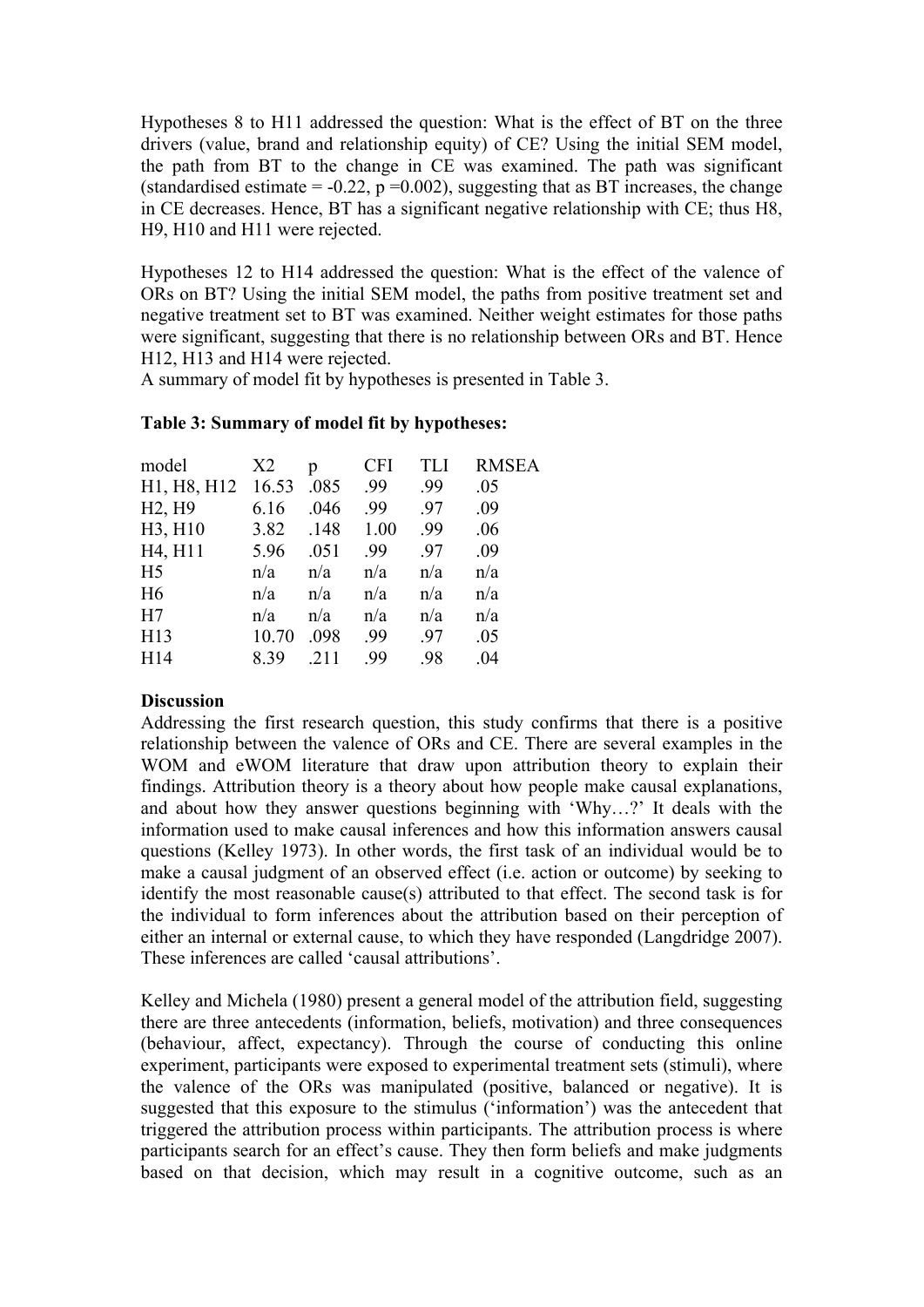Hypotheses 8 to H11 addressed the question: What is the effect of BT on the three drivers (value, brand and relationship equity) of CE? Using the initial SEM model, the path from BT to the change in CE was examined. The path was significant (standardised estimate = -0.22, p =0.002), suggesting that as BT increases, the change in CE decreases. Hence, BT has a significant negative relationship with CE; thus H8, H9, H10 and H11 were rejected.

Hypotheses 12 to H14 addressed the question: What is the effect of the valence of ORs on BT? Using the initial SEM model, the paths from positive treatment set and negative treatment set to BT was examined. Neither weight estimates for those paths were significant, suggesting that there is no relationship between ORs and BT. Hence H12, H13 and H14 were rejected.
A summary of model fit by hypotheses is presented in Table 3.

**Table 3: Summary of model fit by hypotheses:**

| model | X2 | p | CFI | TLI | RMSEA |
|---|---|---|---|---|---|
| H1, H8, H12 | 16.53 | .085 | .99 | .99 | .05 |
| H2, H9 | 6.16 | .046 | .99 | .97 | .09 |
| H3, H10 | 3.82 | .148 | 1.00 | .99 | .06 |
| H4, H11 | 5.96 | .051 | .99 | .97 | .09 |
| H5 | n/a | n/a | n/a | n/a | n/a |
| H6 | n/a | n/a | n/a | n/a | n/a |
| H7 | n/a | n/a | n/a | n/a | n/a |
| H13 | 10.70 | .098 | .99 | .97 | .05 |
| H14 | 8.39 | .211 | .99 | .98 | .04 |

**Discussion**

Addressing the first research question, this study confirms that there is a positive relationship between the valence of ORs and CE. There are several examples in the WOM and eWOM literature that draw upon attribution theory to explain their findings. Attribution theory is a theory about how people make causal explanations, and about how they answer questions beginning with 'Why…?' It deals with the information used to make causal inferences and how this information answers causal questions (Kelley 1973). In other words, the first task of an individual would be to make a causal judgment of an observed effect (i.e. action or outcome) by seeking to identify the most reasonable cause(s) attributed to that effect. The second task is for the individual to form inferences about the attribution based on their perception of either an internal or external cause, to which they have responded (Langdridge 2007). These inferences are called 'causal attributions'.

Kelley and Michela (1980) present a general model of the attribution field, suggesting there are three antecedents (information, beliefs, motivation) and three consequences (behaviour, affect, expectancy). Through the course of conducting this online experiment, participants were exposed to experimental treatment sets (stimuli), where the valence of the ORs was manipulated (positive, balanced or negative). It is suggested that this exposure to the stimulus ('information') was the antecedent that triggered the attribution process within participants. The attribution process is where participants search for an effect's cause. They then form beliefs and make judgments based on that decision, which may result in a cognitive outcome, such as an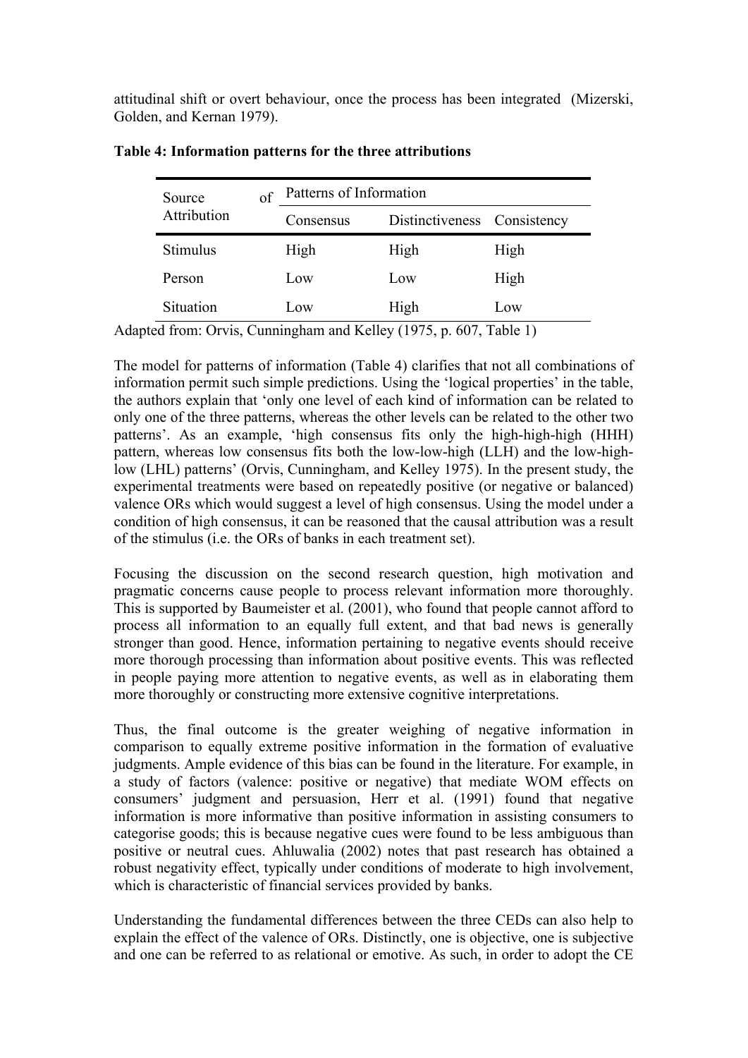attitudinal shift or overt behaviour, once the process has been integrated (Mizerski, Golden, and Kernan 1979).

**Table 4: Information patterns for the three attributions**

| Source of Attribution | Patterns of Information | | |
|---|---|---|---|
| | Consensus | Distinctiveness | Consistency |
| Stimulus | High | High | High |
| Person | Low | Low | High |
| Situation | Low | High | Low |

Adapted from: Orvis, Cunningham and Kelley (1975, p. 607, Table 1)

The model for patterns of information (Table 4) clarifies that not all combinations of information permit such simple predictions. Using the 'logical properties' in the table, the authors explain that 'only one level of each kind of information can be related to only one of the three patterns, whereas the other levels can be related to the other two patterns'. As an example, 'high consensus fits only the high-high-high (HHH) pattern, whereas low consensus fits both the low-low-high (LLH) and the low-high-low (LHL) patterns' (Orvis, Cunningham, and Kelley 1975). In the present study, the experimental treatments were based on repeatedly positive (or negative or balanced) valence ORs which would suggest a level of high consensus. Using the model under a condition of high consensus, it can be reasoned that the causal attribution was a result of the stimulus (i.e. the ORs of banks in each treatment set).

Focusing the discussion on the second research question, high motivation and pragmatic concerns cause people to process relevant information more thoroughly. This is supported by Baumeister et al. (2001), who found that people cannot afford to process all information to an equally full extent, and that bad news is generally stronger than good. Hence, information pertaining to negative events should receive more thorough processing than information about positive events. This was reflected in people paying more attention to negative events, as well as in elaborating them more thoroughly or constructing more extensive cognitive interpretations.

Thus, the final outcome is the greater weighing of negative information in comparison to equally extreme positive information in the formation of evaluative judgments. Ample evidence of this bias can be found in the literature. For example, in a study of factors (valence: positive or negative) that mediate WOM effects on consumers' judgment and persuasion, Herr et al. (1991) found that negative information is more informative than positive information in assisting consumers to categorise goods; this is because negative cues were found to be less ambiguous than positive or neutral cues. Ahluwalia (2002) notes that past research has obtained a robust negativity effect, typically under conditions of moderate to high involvement, which is characteristic of financial services provided by banks.

Understanding the fundamental differences between the three CEDs can also help to explain the effect of the valence of ORs. Distinctly, one is objective, one is subjective and one can be referred to as relational or emotive. As such, in order to adopt the CE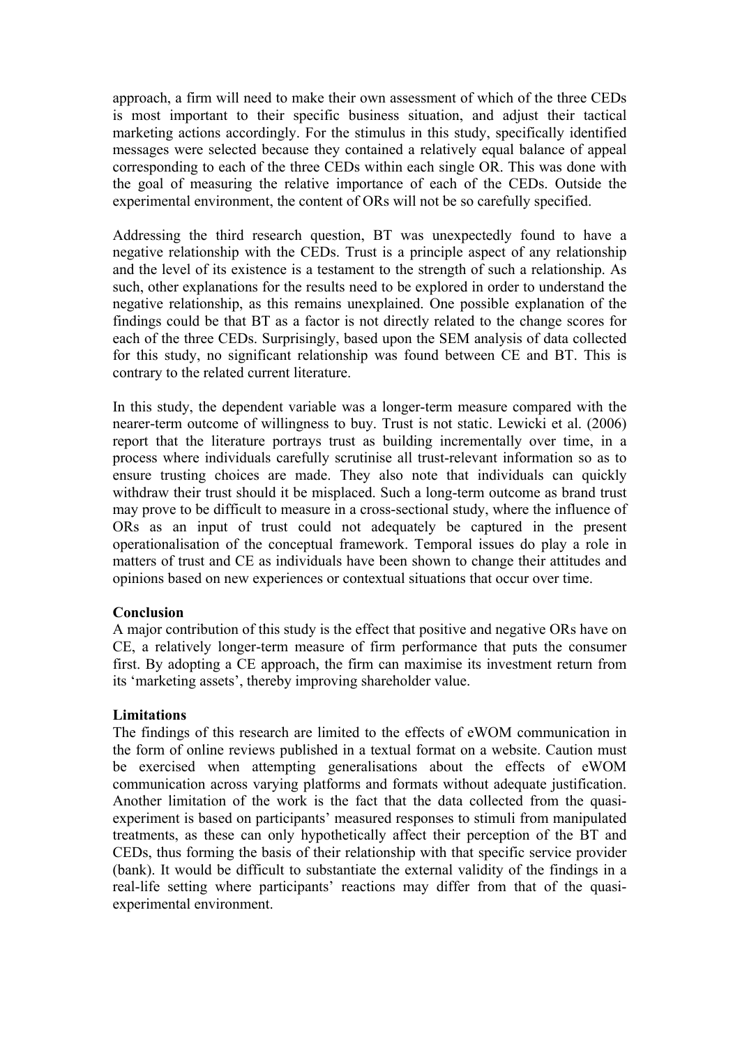approach, a firm will need to make their own assessment of which of the three CEDs is most important to their specific business situation, and adjust their tactical marketing actions accordingly. For the stimulus in this study, specifically identified messages were selected because they contained a relatively equal balance of appeal corresponding to each of the three CEDs within each single OR. This was done with the goal of measuring the relative importance of each of the CEDs. Outside the experimental environment, the content of ORs will not be so carefully specified.

Addressing the third research question, BT was unexpectedly found to have a negative relationship with the CEDs. Trust is a principle aspect of any relationship and the level of its existence is a testament to the strength of such a relationship. As such, other explanations for the results need to be explored in order to understand the negative relationship, as this remains unexplained. One possible explanation of the findings could be that BT as a factor is not directly related to the change scores for each of the three CEDs. Surprisingly, based upon the SEM analysis of data collected for this study, no significant relationship was found between CE and BT. This is contrary to the related current literature.

In this study, the dependent variable was a longer-term measure compared with the nearer-term outcome of willingness to buy. Trust is not static. Lewicki et al. (2006) report that the literature portrays trust as building incrementally over time, in a process where individuals carefully scrutinise all trust-relevant information so as to ensure trusting choices are made. They also note that individuals can quickly withdraw their trust should it be misplaced. Such a long-term outcome as brand trust may prove to be difficult to measure in a cross-sectional study, where the influence of ORs as an input of trust could not adequately be captured in the present operationalisation of the conceptual framework. Temporal issues do play a role in matters of trust and CE as individuals have been shown to change their attitudes and opinions based on new experiences or contextual situations that occur over time.

**Conclusion**

A major contribution of this study is the effect that positive and negative ORs have on CE, a relatively longer-term measure of firm performance that puts the consumer first. By adopting a CE approach, the firm can maximise its investment return from its 'marketing assets', thereby improving shareholder value.

**Limitations**

The findings of this research are limited to the effects of eWOM communication in the form of online reviews published in a textual format on a website. Caution must be exercised when attempting generalisations about the effects of eWOM communication across varying platforms and formats without adequate justification. Another limitation of the work is the fact that the data collected from the quasi-experiment is based on participants' measured responses to stimuli from manipulated treatments, as these can only hypothetically affect their perception of the BT and CEDs, thus forming the basis of their relationship with that specific service provider (bank). It would be difficult to substantiate the external validity of the findings in a real-life setting where participants' reactions may differ from that of the quasi-experimental environment.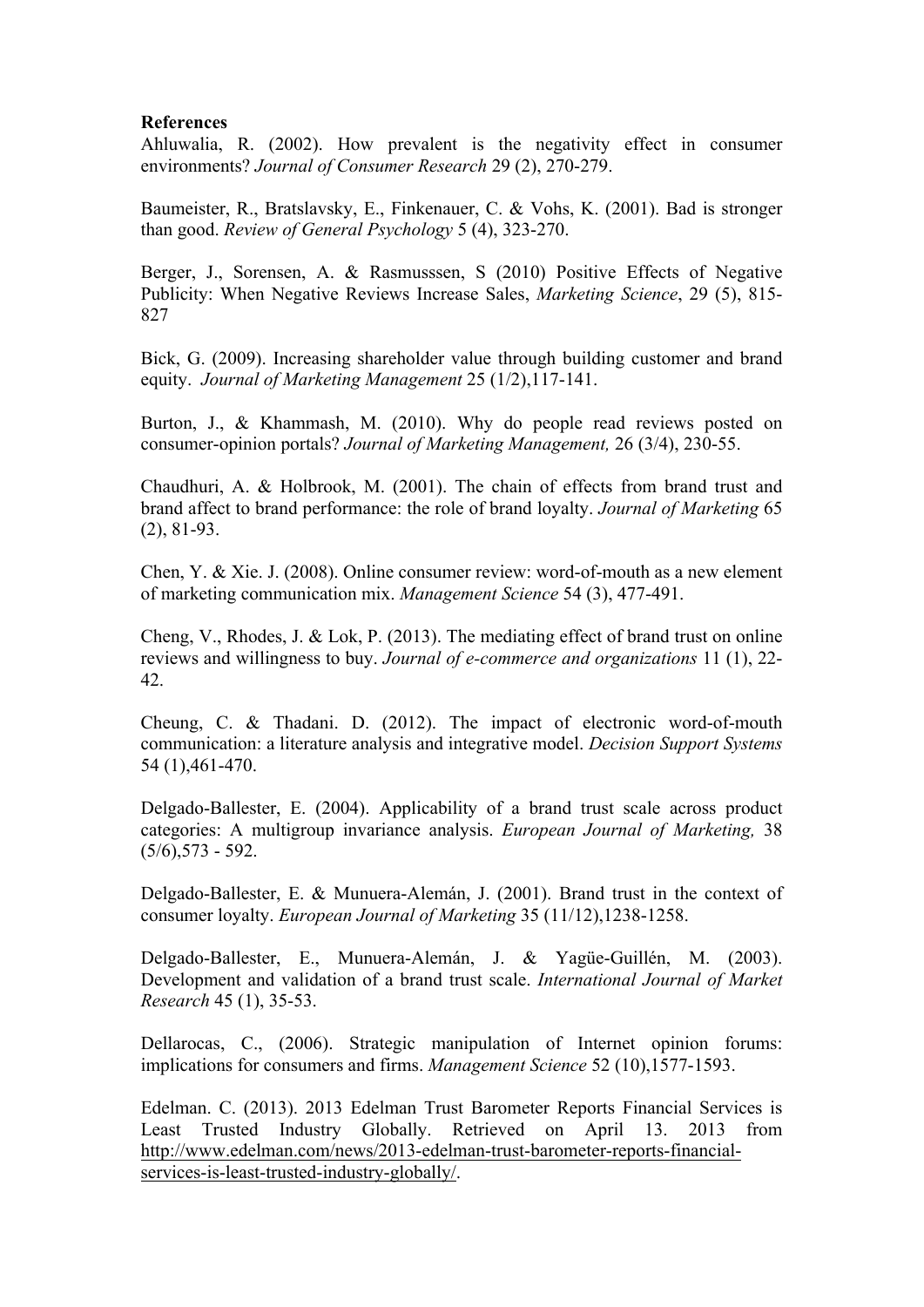**References**

Ahluwalia, R. (2002). How prevalent is the negativity effect in consumer environments? *Journal of Consumer Research* 29 (2), 270-279.

Baumeister, R., Bratslavsky, E., Finkenauer, C. & Vohs, K. (2001). Bad is stronger than good. *Review of General Psychology* 5 (4), 323-270.

Berger, J., Sorensen, A. & Rasmusssen, S (2010) Positive Effects of Negative Publicity: When Negative Reviews Increase Sales, *Marketing Science*, 29 (5), 815-827

Bick, G. (2009). Increasing shareholder value through building customer and brand equity. *Journal of Marketing Management* 25 (1/2),117-141.

Burton, J., & Khammash, M. (2010). Why do people read reviews posted on consumer-opinion portals? *Journal of Marketing Management,* 26 (3/4), 230-55.

Chaudhuri, A. & Holbrook, M. (2001). The chain of effects from brand trust and brand affect to brand performance: the role of brand loyalty. *Journal of Marketing* 65 (2), 81-93.

Chen, Y. & Xie. J. (2008). Online consumer review: word-of-mouth as a new element of marketing communication mix. *Management Science* 54 (3), 477-491.

Cheng, V., Rhodes, J. & Lok, P. (2013). The mediating effect of brand trust on online reviews and willingness to buy. *Journal of e-commerce and organizations* 11 (1), 22-42.

Cheung, C. & Thadani. D. (2012). The impact of electronic word-of-mouth communication: a literature analysis and integrative model. *Decision Support Systems* 54 (1),461-470.

Delgado-Ballester, E. (2004). Applicability of a brand trust scale across product categories: A multigroup invariance analysis. *European Journal of Marketing,* 38 (5/6),573 - 592.

Delgado-Ballester, E. & Munuera-Alemán, J. (2001). Brand trust in the context of consumer loyalty. *European Journal of Marketing* 35 (11/12),1238-1258.

Delgado-Ballester, E., Munuera-Alemán, J. & Yagüe-Guillén, M. (2003). Development and validation of a brand trust scale. *International Journal of Market Research* 45 (1), 35-53.

Dellarocas, C., (2006). Strategic manipulation of Internet opinion forums: implications for consumers and firms. *Management Science* 52 (10),1577-1593.

Edelman. C. (2013). 2013 Edelman Trust Barometer Reports Financial Services is Least Trusted Industry Globally. Retrieved on April 13. 2013 from http://www.edelman.com/news/2013-edelman-trust-barometer-reports-financial-services-is-least-trusted-industry-globally/.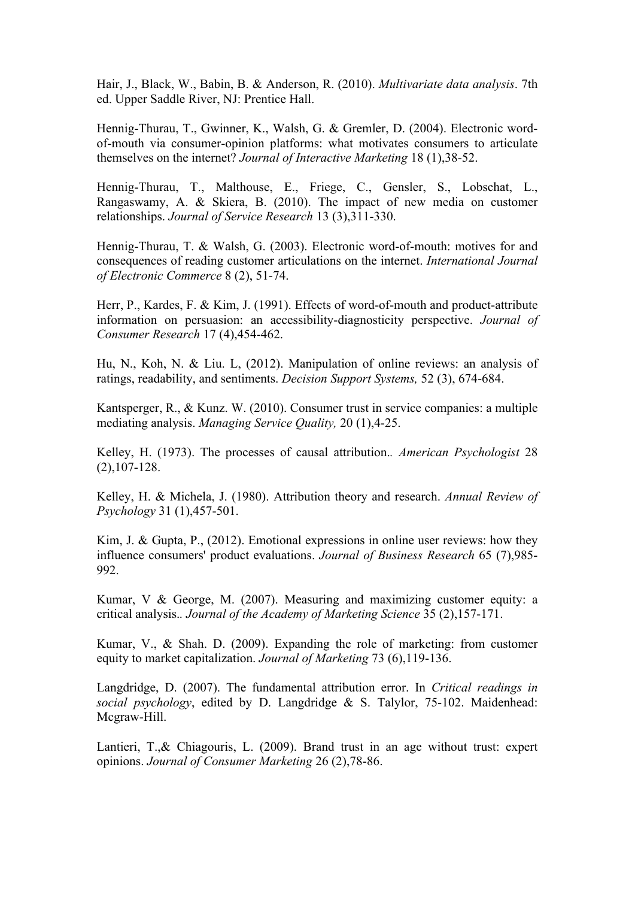Hair, J., Black, W., Babin, B. & Anderson, R. (2010). *Multivariate data analysis*. 7th ed. Upper Saddle River, NJ: Prentice Hall.

Hennig-Thurau, T., Gwinner, K., Walsh, G. & Gremler, D. (2004). Electronic word-of-mouth via consumer-opinion platforms: what motivates consumers to articulate themselves on the internet? *Journal of Interactive Marketing* 18 (1),38-52.

Hennig-Thurau, T., Malthouse, E., Friege, C., Gensler, S., Lobschat, L., Rangaswamy, A. & Skiera, B. (2010). The impact of new media on customer relationships. *Journal of Service Research* 13 (3),311-330.

Hennig-Thurau, T. & Walsh, G. (2003). Electronic word-of-mouth: motives for and consequences of reading customer articulations on the internet. *International Journal of Electronic Commerce* 8 (2), 51-74.

Herr, P., Kardes, F. & Kim, J. (1991). Effects of word-of-mouth and product-attribute information on persuasion: an accessibility-diagnosticity perspective. *Journal of Consumer Research* 17 (4),454-462.

Hu, N., Koh, N. & Liu. L, (2012). Manipulation of online reviews: an analysis of ratings, readability, and sentiments. *Decision Support Systems,* 52 (3), 674-684.

Kantsperger, R., & Kunz. W. (2010). Consumer trust in service companies: a multiple mediating analysis. *Managing Service Quality,* 20 (1),4-25.

Kelley, H. (1973). The processes of causal attribution.. *American Psychologist* 28 (2),107-128.

Kelley, H. & Michela, J. (1980). Attribution theory and research. *Annual Review of Psychology* 31 (1),457-501.

Kim, J. & Gupta, P., (2012). Emotional expressions in online user reviews: how they influence consumers' product evaluations. *Journal of Business Research* 65 (7),985-992.

Kumar, V & George, M. (2007). Measuring and maximizing customer equity: a critical analysis.. *Journal of the Academy of Marketing Science* 35 (2),157-171.

Kumar, V., & Shah. D. (2009). Expanding the role of marketing: from customer equity to market capitalization. *Journal of Marketing* 73 (6),119-136.

Langdridge, D. (2007). The fundamental attribution error. In *Critical readings in social psychology*, edited by D. Langdridge & S. Talylor, 75-102. Maidenhead: Mcgraw-Hill.

Lantieri, T.,& Chiagouris, L. (2009). Brand trust in an age without trust: expert opinions. *Journal of Consumer Marketing* 26 (2),78-86.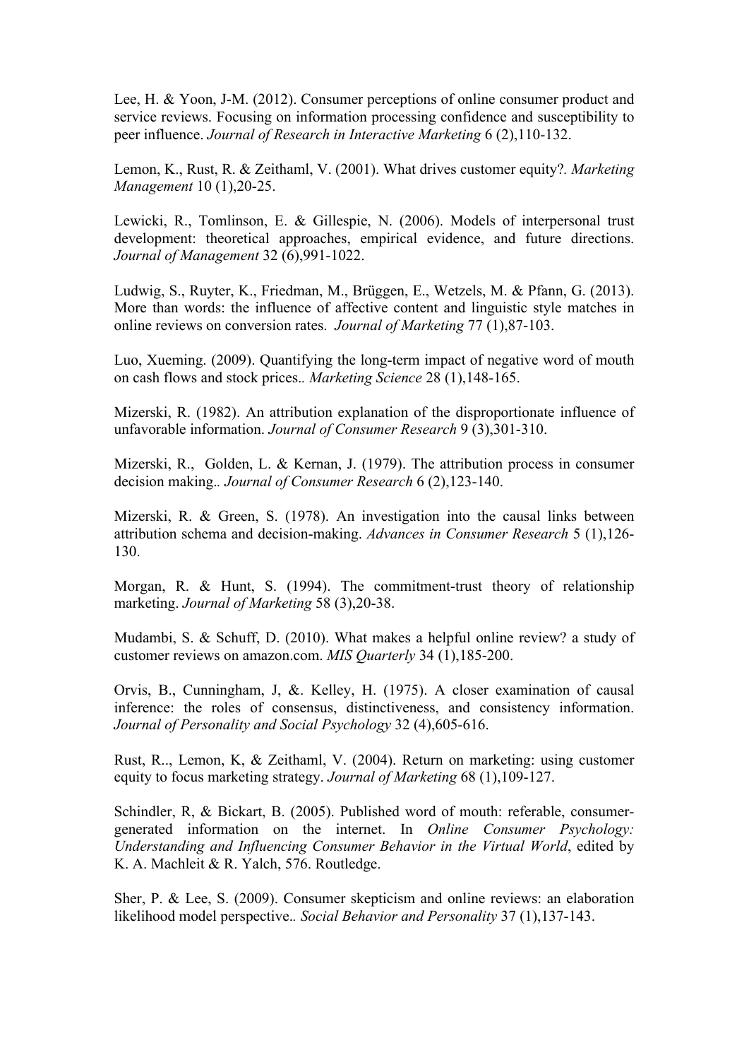Lee, H. & Yoon, J-M. (2012). Consumer perceptions of online consumer product and service reviews. Focusing on information processing confidence and susceptibility to peer influence. *Journal of Research in Interactive Marketing* 6 (2),110-132.

Lemon, K., Rust, R. & Zeithaml, V. (2001). What drives customer equity?. *Marketing Management* 10 (1),20-25.

Lewicki, R., Tomlinson, E. & Gillespie, N. (2006). Models of interpersonal trust development: theoretical approaches, empirical evidence, and future directions. *Journal of Management* 32 (6),991-1022.

Ludwig, S., Ruyter, K., Friedman, M., Brüggen, E., Wetzels, M. & Pfann, G. (2013). More than words: the influence of affective content and linguistic style matches in online reviews on conversion rates. *Journal of Marketing* 77 (1),87-103.

Luo, Xueming. (2009). Quantifying the long-term impact of negative word of mouth on cash flows and stock prices.. *Marketing Science* 28 (1),148-165.

Mizerski, R. (1982). An attribution explanation of the disproportionate influence of unfavorable information. *Journal of Consumer Research* 9 (3),301-310.

Mizerski, R., Golden, L. & Kernan, J. (1979). The attribution process in consumer decision making.. *Journal of Consumer Research* 6 (2),123-140.

Mizerski, R. & Green, S. (1978). An investigation into the causal links between attribution schema and decision-making. *Advances in Consumer Research* 5 (1),126-130.

Morgan, R. & Hunt, S. (1994). The commitment-trust theory of relationship marketing. *Journal of Marketing* 58 (3),20-38.

Mudambi, S. & Schuff, D. (2010). What makes a helpful online review? a study of customer reviews on amazon.com. *MIS Quarterly* 34 (1),185-200.

Orvis, B., Cunningham, J, &. Kelley, H. (1975). A closer examination of causal inference: the roles of consensus, distinctiveness, and consistency information. *Journal of Personality and Social Psychology* 32 (4),605-616.

Rust, R.., Lemon, K, & Zeithaml, V. (2004). Return on marketing: using customer equity to focus marketing strategy. *Journal of Marketing* 68 (1),109-127.

Schindler, R, & Bickart, B. (2005). Published word of mouth: referable, consumer-generated information on the internet. In *Online Consumer Psychology: Understanding and Influencing Consumer Behavior in the Virtual World*, edited by K. A. Machleit & R. Yalch, 576. Routledge.

Sher, P. & Lee, S. (2009). Consumer skepticism and online reviews: an elaboration likelihood model perspective.. *Social Behavior and Personality* 37 (1),137-143.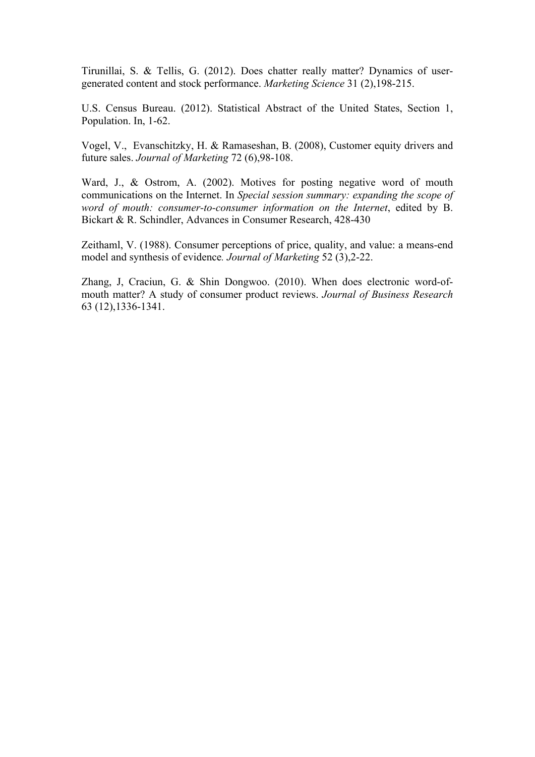Tirunillai, S. & Tellis, G. (2012). Does chatter really matter? Dynamics of user-generated content and stock performance. *Marketing Science* 31 (2),198-215.

U.S. Census Bureau. (2012). Statistical Abstract of the United States, Section 1, Population. In, 1-62.

Vogel, V., Evanschitzky, H. & Ramaseshan, B. (2008), Customer equity drivers and future sales. *Journal of Marketing* 72 (6),98-108.

Ward, J., & Ostrom, A. (2002). Motives for posting negative word of mouth communications on the Internet. In *Special session summary: expanding the scope of word of mouth: consumer-to-consumer information on the Internet*, edited by B. Bickart & R. Schindler, Advances in Consumer Research, 428-430

Zeithaml, V. (1988). Consumer perceptions of price, quality, and value: a means-end model and synthesis of evidence*.* *Journal of Marketing* 52 (3),2-22.

Zhang, J, Craciun, G. & Shin Dongwoo. (2010). When does electronic word-of-mouth matter? A study of consumer product reviews. *Journal of Business Research* 63 (12),1336-1341.